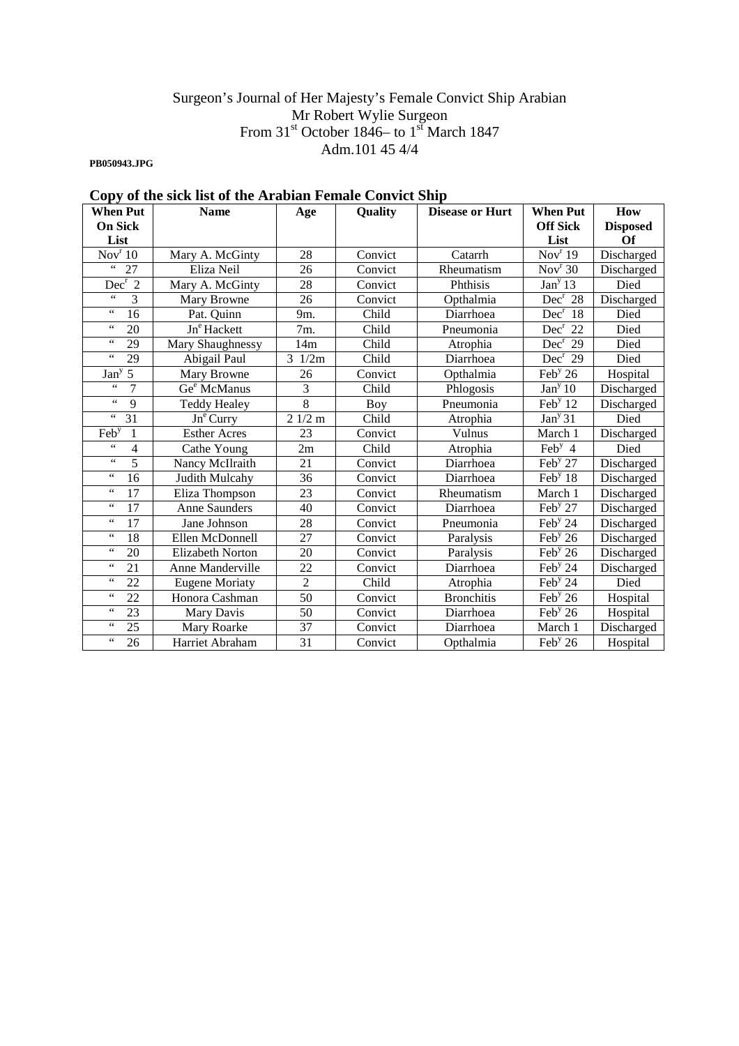Surgeon's Journal of Her Majesty's Female Convict Ship Arabian
Mr Robert Wylie Surgeon
From 31st October 1846– to 1st March 1847
Adm.101 45 4/4

**PB050943.JPG**

## Copy of the sick list of the Arabian Female Convict Ship

| When Put On Sick List | Name | Age | Quality | Disease or Hurt | When Put Off Sick List | How Disposed Of |
|---|---|---|---|---|---|---|
| Novr 10 | Mary A. McGinty | 28 | Convict | Catarrh | Novr 19 | Discharged |
| " 27 | Eliza Neil | 26 | Convict | Rheumatism | Novr 30 | Discharged |
| Decr 2 | Mary A. McGinty | 28 | Convict | Phthisis | Jany 13 | Died |
| " 3 | Mary Browne | 26 | Convict | Opthalmia | Decr 28 | Discharged |
| " 16 | Pat. Quinn | 9m. | Child | Diarrhoea | Decr 18 | Died |
| " 20 | Jne Hackett | 7m. | Child | Pneumonia | Decr 22 | Died |
| " 29 | Mary Shaughnessy | 14m | Child | Atrophia | Decr 29 | Died |
| " 29 | Abigail Paul | 3 1/2m | Child | Diarrhoea | Decr 29 | Died |
| Jany 5 | Mary Browne | 26 | Convict | Opthalmia | Feby 26 | Hospital |
| " 7 | Gee McManus | 3 | Child | Phlogosis | Jany 10 | Discharged |
| " 9 | Teddy Healey | 8 | Boy | Pneumonia | Feby 12 | Discharged |
| " 31 | Jne Curry | 2 1/2 m | Child | Atrophia | Jany 31 | Died |
| Feby 1 | Esther Acres | 23 | Convict | Vulnus | March 1 | Discharged |
| " 4 | Cathe Young | 2m | Child | Atrophia | Feby 4 | Died |
| " 5 | Nancy McIlraith | 21 | Convict | Diarrhoea | Feby 27 | Discharged |
| " 16 | Judith Mulcahy | 36 | Convict | Diarrhoea | Feby 18 | Discharged |
| " 17 | Eliza Thompson | 23 | Convict | Rheumatism | March 1 | Discharged |
| " 17 | Anne Saunders | 40 | Convict | Diarrhoea | Feby 27 | Discharged |
| " 17 | Jane Johnson | 28 | Convict | Pneumonia | Feby 24 | Discharged |
| " 18 | Ellen McDonnell | 27 | Convict | Paralysis | Feby 26 | Discharged |
| " 20 | Elizabeth Norton | 20 | Convict | Paralysis | Feby 26 | Discharged |
| " 21 | Anne Manderville | 22 | Convict | Diarrhoea | Feby 24 | Discharged |
| " 22 | Eugene Moriaty | 2 | Child | Atrophia | Feby 24 | Died |
| " 22 | Honora Cashman | 50 | Convict | Bronchitis | Feby 26 | Hospital |
| " 23 | Mary Davis | 50 | Convict | Diarrhoea | Feby 26 | Hospital |
| " 25 | Mary Roarke | 37 | Convict | Diarrhoea | March 1 | Discharged |
| " 26 | Harriet Abraham | 31 | Convict | Opthalmia | Feby 26 | Hospital |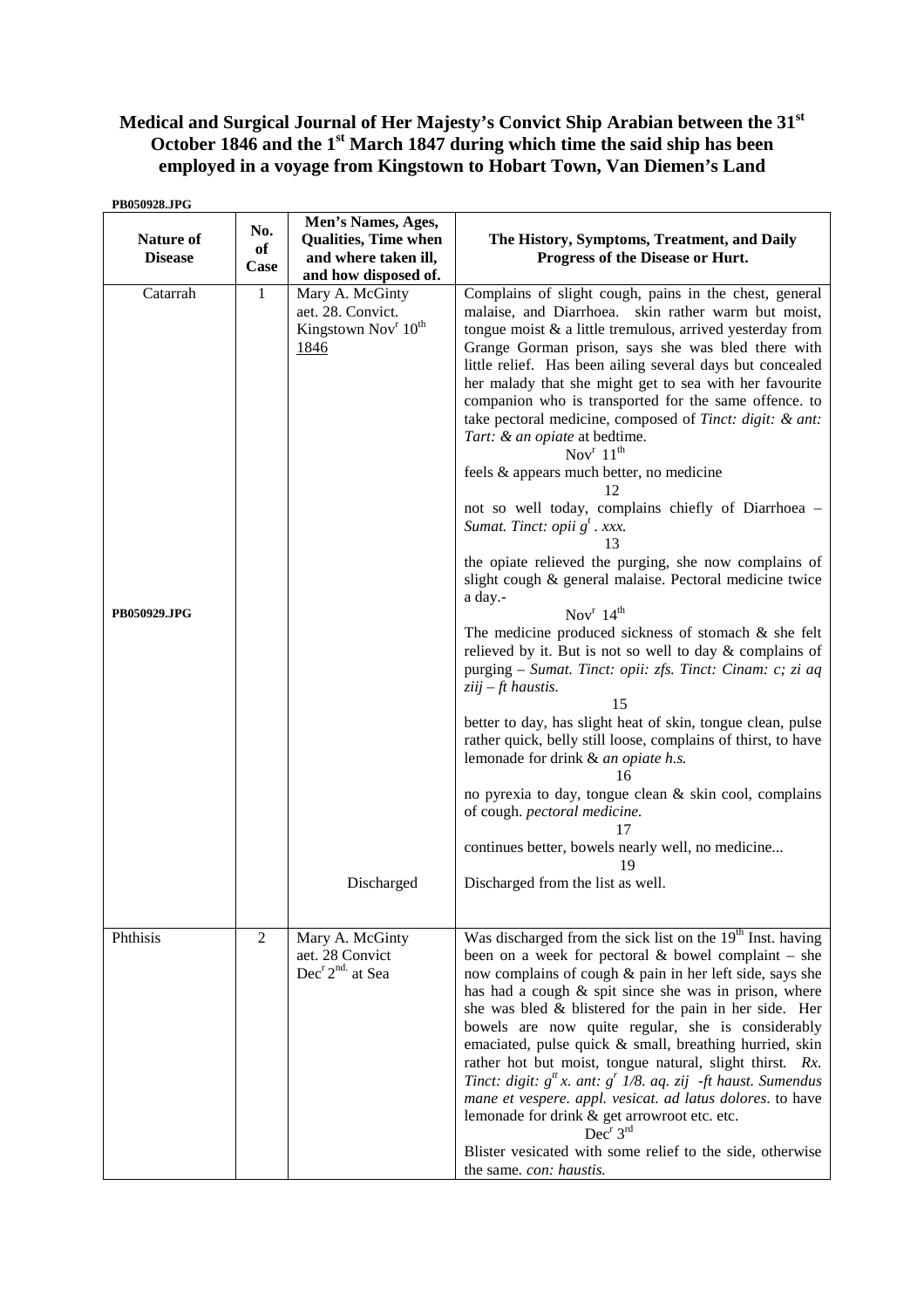**Medical and Surgical Journal of Her Majesty's Convict Ship Arabian between the 31st October 1846 and the 1st March 1847 during which time the said ship has been employed in a voyage from Kingstown to Hobart Town, Van Diemen's Land**

**PB050928.JPG**

| Nature of Disease | No. of Case | Men's Names, Ages, Qualities, Time when and where taken ill, and how disposed of. | The History, Symptoms, Treatment, and Daily Progress of the Disease or Hurt. |
|---|---|---|---|
| Catarrh | 1 | Mary A. McGinty aet. 28. Convict. Kingstown Novr 10th 1846 | Complains of slight cough, pains in the chest, general malaise, and Diarrhoea. skin rather warm but moist, tongue moist & a little tremulous, arrived yesterday from Grange Gorman prison, says she was bled there with little relief. Has been ailing several days but concealed her malady that she might get to sea with her favourite companion who is transported for the same offence. to take pectoral medicine, composed of *Tinct: digit: & ant: Tart: & an opiate* at bedtime. |
| | | | Novr 11th |
| | | | feels & appears much better, no medicine |
| | | | 12 |
| | | | not so well today, complains chiefly of Diarrhoea – *Sumat. Tinct: opii gt. xxx.* |
| | | | 13 |
| | | | the opiate relieved the purging, she now complains of slight cough & general malaise. Pectoral medicine twice a day.- |
| **PB050929.JPG** | | | Novr 14th |
| | | | The medicine produced sickness of stomach & she felt relieved by it. But is not so well to day & complains of purging – *Sumat. Tinct: opii: zfs. Tinct: Cinam: c; zi aq ziij – ft haustis.* |
| | | | 15 |
| | | | better to day, has slight heat of skin, tongue clean, pulse rather quick, belly still loose, complains of thirst, to have lemonade for drink & *an opiate h.s.* |
| | | | 16 |
| | | | no pyrexia to day, tongue clean & skin cool, complains of cough. *pectoral medicine.* |
| | | | 17 |
| | | | continues better, bowels nearly well, no medicine... |
| | | | 19 |
| | | Discharged | Discharged from the list as well. |
| Phthisis | 2 | Mary A. McGinty aet. 28 Convict Decr 2nd. at Sea | Was discharged from the sick list on the 19th Inst. having been on a week for pectoral & bowel complaint – she now complains of cough & pain in her left side, says she has had a cough & spit since she was in prison, where she was bled & blistered for the pain in her side. Her bowels are now quite regular, she is considerably emaciated, pulse quick & small, breathing hurried, skin rather hot but moist, tongue natural, slight thirst. *Rx. Tinct: digit: gtt x. ant: gr 1/8. aq. zij -ft haust. Sumendus mane et vespere. appl. vesicat. ad latus dolores.* to have lemonade for drink & get arrowroot etc. etc. |
| | | | Decr 3rd |
| | | | Blister vesicated with some relief to the side, otherwise the same. *con: haustis.* |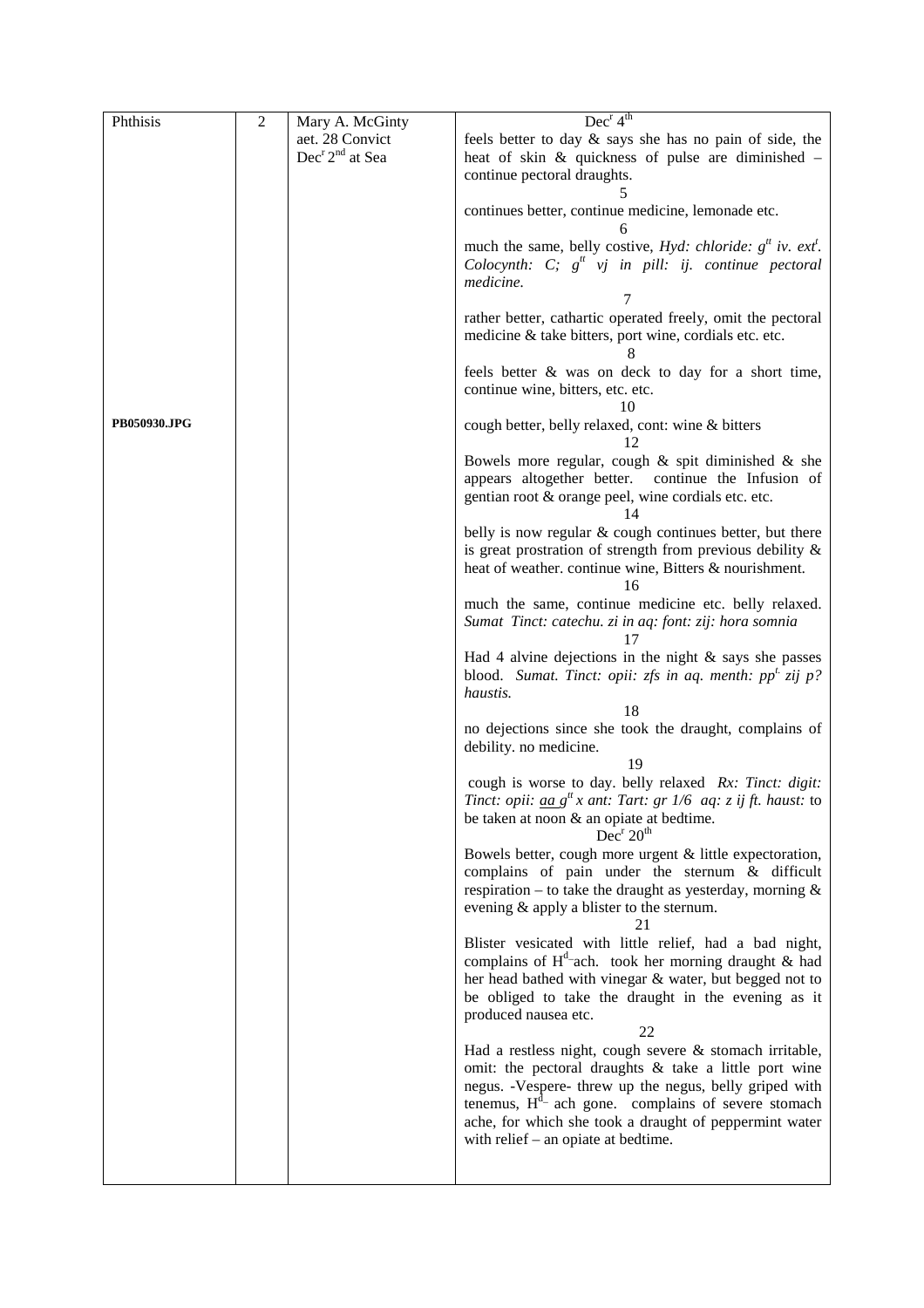| Phthisis | 2 | Mary A. McGinty aet. 28 Convict Dec[r] 2[nd] at Sea | Dec[r] 4[th] feels better to day & says she has no pain of side, the heat of skin & quickness of pulse are diminished – continue pectoral draughts. 5 continues better, continue medicine, lemonade etc. 6 much the same, belly costive, *Hyd: chloride: g[tt] iv. ext[t]. Colocynth: C; g[tt] vj in pill: ij. continue pectoral medicine.* 7 rather better, cathartic operated freely, omit the pectoral medicine & take bitters, port wine, cordials etc. etc. 8 feels better & was on deck to day for a short time, continue wine, bitters, etc. etc. 10 cough better, belly relaxed, cont: wine & bitters 12 Bowels more regular, cough & spit diminished & she appears altogether better. continue the Infusion of gentian root & orange peel, wine cordials etc. etc. 14 belly is now regular & cough continues better, but there is great prostration of strength from previous debility & heat of weather. continue wine, Bitters & nourishment. 16 much the same, continue medicine etc. belly relaxed. *Sumat Tinct: catechu. zi in aq: font: zij: hora somnia* 17 Had 4 alvine dejections in the night & says she passes blood. *Sumat. Tinct: opii: zfs in aq. menth: pp[t.] zij p? haustis.* 18 no dejections since she took the draught, complains of debility. no medicine. 19 cough is worse to day. belly relaxed *Rx: Tinct: digit: Tinct: opii: aa g[tt] x ant: Tart: gr 1/6 aq: z ij ft. haust:* to be taken at noon & an opiate at bedtime. Dec[r] 20[th] Bowels better, cough more urgent & little expectoration, complains of pain under the sternum & difficult respiration – to take the draught as yesterday, morning & evening & apply a blister to the sternum. 21 Blister vesicated with little relief, had a bad night, complains of H[d]–ach. took her morning draught & had her head bathed with vinegar & water, but begged not to be obliged to take the draught in the evening as it produced nausea etc. 22 Had a restless night, cough severe & stomach irritable, omit: the pectoral draughts & take a little port wine negus. -Vespere- threw up the negus, belly griped with tenemus, H[d]– ach gone. complains of severe stomach ache, for which she took a draught of peppermint water with relief – an opiate at bedtime. |
|---|---|---|---|
| PB050930.JPG | | | |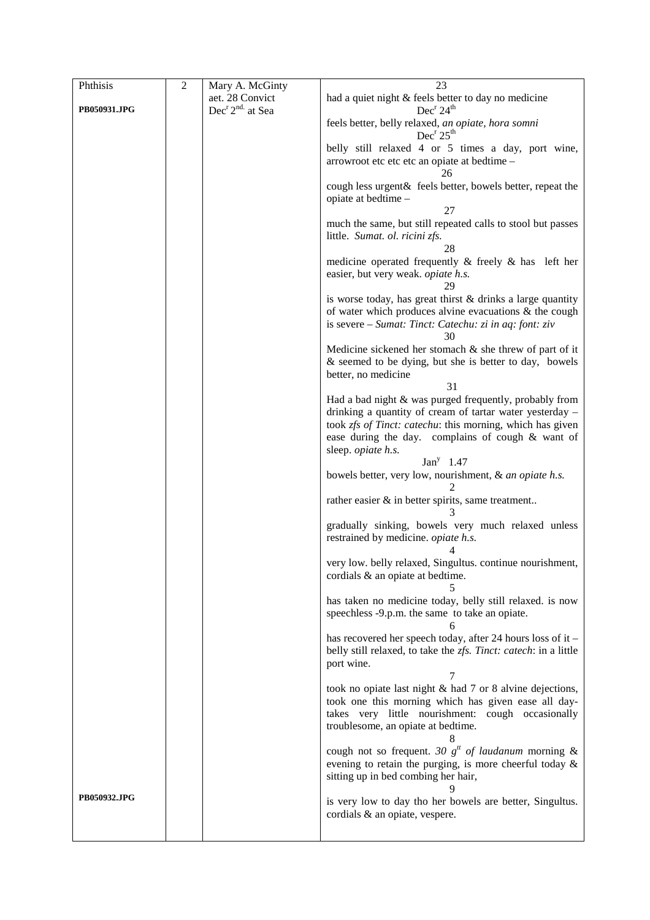| Phthisis | 2 | Mary A. McGinty | 23 |
|---|---|---|---|
| **PB050931.JPG** | | aet. 28 Convict | had a quiet night & feels better to day no medicine |
| | | Dec$^{r}$ 2$^{nd.}$ at Sea | Dec$^{r}$ 24$^{th}$ |
| | | | feels better, belly relaxed, *an opiate, hora somni* |
| | | | Dec$^{r}$ 25$^{th}$ |
| | | | belly still relaxed 4 or 5 times a day, port wine, arrowroot etc etc etc an opiate at bedtime – |
| | | | 26 |
| | | | cough less urgent& feels better, bowels better, repeat the opiate at bedtime – |
| | | | 27 |
| | | | much the same, but still repeated calls to stool but passes little. *Sumat. ol. ricini zfs.* |
| | | | 28 |
| | | | medicine operated frequently & freely & has left her easier, but very weak. *opiate h.s.* |
| | | | 29 |
| | | | is worse today, has great thirst & drinks a large quantity of water which produces alvine evacuations & the cough is severe – *Sumat: Tinct: Catechu: zi in aq: font: ziv* |
| | | | 30 |
| | | | Medicine sickened her stomach & she threw of part of it & seemed to be dying, but she is better to day, bowels better, no medicine |
| | | | 31 |
| | | | Had a bad night & was purged frequently, probably from drinking a quantity of cream of tartar water yesterday – took *zfs of Tinct: catechu*: this morning, which has given ease during the day. complains of cough & want of sleep. *opiate h.s.* |
| | | | Jan$^{y}$ 1.47 |
| | | | bowels better, very low, nourishment, & *an opiate h.s.* |
| | | | 2 |
| | | | rather easier & in better spirits, same treatment.. |
| | | | 3 |
| | | | gradually sinking, bowels very much relaxed unless restrained by medicine. *opiate h.s.* |
| | | | 4 |
| | | | very low. belly relaxed, Singultus. continue nourishment, cordials & an opiate at bedtime. |
| | | | 5 |
| | | | has taken no medicine today, belly still relaxed. is now speechless -9.p.m. the same to take an opiate. |
| | | | 6 |
| | | | has recovered her speech today, after 24 hours loss of it – belly still relaxed, to take the *zfs. Tinct: catech*: in a little port wine. |
| | | | 7 |
| | | | took no opiate last night & had 7 or 8 alvine dejections, took one this morning which has given ease all day- takes very little nourishment: cough occasionally troublesome, an opiate at bedtime. |
| | | | 8 |
| | | | cough not so frequent. *30 g$^{tt}$ of laudanum* morning & evening to retain the purging, is more cheerful today & sitting up in bed combing her hair, |
| | | | 9 |
| **PB050932.JPG** | | | is very low to day tho her bowels are better, Singultus. cordials & an opiate, vespere. |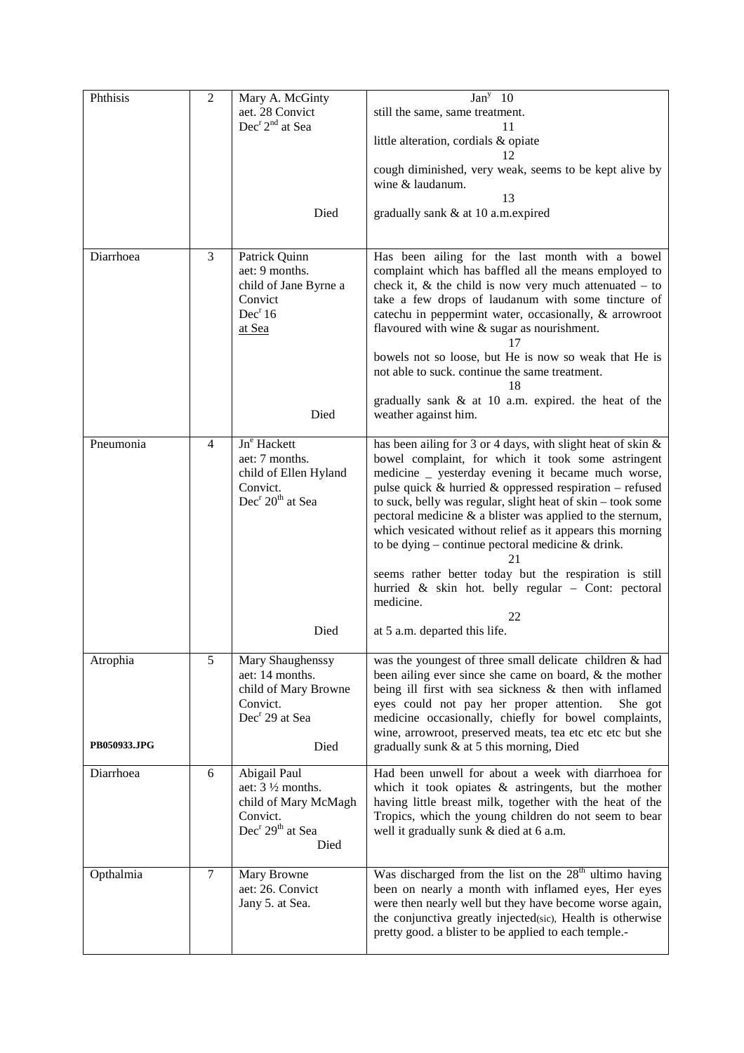| | | | |
|---|---|---|---|
| Phthisis | 2 | Mary A. McGinty<br>aet. 28 Convict<br>Dec$^{r}$ 2$^{nd}$ at Sea<br><br><br><br><br>Died | Jan$^{y}$ 10<br>still the same, same treatment.<br>11<br>little alteration, cordials & opiate<br>12<br>cough diminished, very weak, seems to be kept alive by wine & laudanum.<br>13<br>gradually sank & at 10 a.m.expired |
| Diarrhoea | 3 | Patrick Quinn<br>aet: 9 months.<br>child of Jane Byrne a Convict<br>Dec$^{r}$ 16<br>at Sea<br><br><br><br><br>Died | Has been ailing for the last month with a bowel complaint which has baffled all the means employed to check it, & the child is now very much attenuated – to take a few drops of laudanum with some tincture of catechu in peppermint water, occasionally, & arrowroot flavoured with wine & sugar as nourishment.<br>17<br>bowels not so loose, but He is now so weak that He is not able to suck. continue the same treatment.<br>18<br>gradually sank & at 10 a.m. expired. the heat of the weather against him. |
| Pneumonia | 4 | Jn$^{e}$ Hackett<br>aet: 7 months.<br>child of Ellen Hyland Convict.<br>Dec$^{r}$ 20$^{th}$ at Sea<br><br><br><br><br><br><br><br>Died | has been ailing for 3 or 4 days, with slight heat of skin & bowel complaint, for which it took some astringent medicine _ yesterday evening it became much worse, pulse quick & hurried & oppressed respiration – refused to suck, belly was regular, slight heat of skin – took some pectoral medicine & a blister was applied to the sternum, which vesicated without relief as it appears this morning to be dying – continue pectoral medicine & drink.<br>21<br>seems rather better today but the respiration is still hurried & skin hot. belly regular – Cont: pectoral medicine.<br>22<br>at 5 a.m. departed this life. |
| Atrophia<br><br><br><br><br><br>PB050933.JPG | 5 | Mary Shaughenssy<br>aet: 14 months.<br>child of Mary Browne Convict.<br>Dec$^{r}$ 29 at Sea<br><br>Died | was the youngest of three small delicate children & had been ailing ever since she came on board, & the mother being ill first with sea sickness & then with inflamed eyes could not pay her proper attention. She got medicine occasionally, chiefly for bowel complaints, wine, arrowroot, preserved meats, tea etc etc etc but she gradually sunk & at 5 this morning, Died |
| Diarrhoea | 6 | Abigail Paul<br>aet: 3 ½ months.<br>child of Mary McMagh Convict.<br>Dec$^{r}$ 29$^{th}$ at Sea<br>Died | Had been unwell for about a week with diarrhoea for which it took opiates & astringents, but the mother having little breast milk, together with the heat of the Tropics, which the young children do not seem to bear well it gradually sunk & died at 6 a.m. |
| Opthalmia | 7 | Mary Browne<br>aet: 26. Convict<br>Jany 5. at Sea. | Was discharged from the list on the 28$^{th}$ ultimo having been on nearly a month with inflamed eyes, Her eyes were then nearly well but they have become worse again, the conjunctiva greatly injected(sic), Health is otherwise pretty good. a blister to be applied to each temple.- |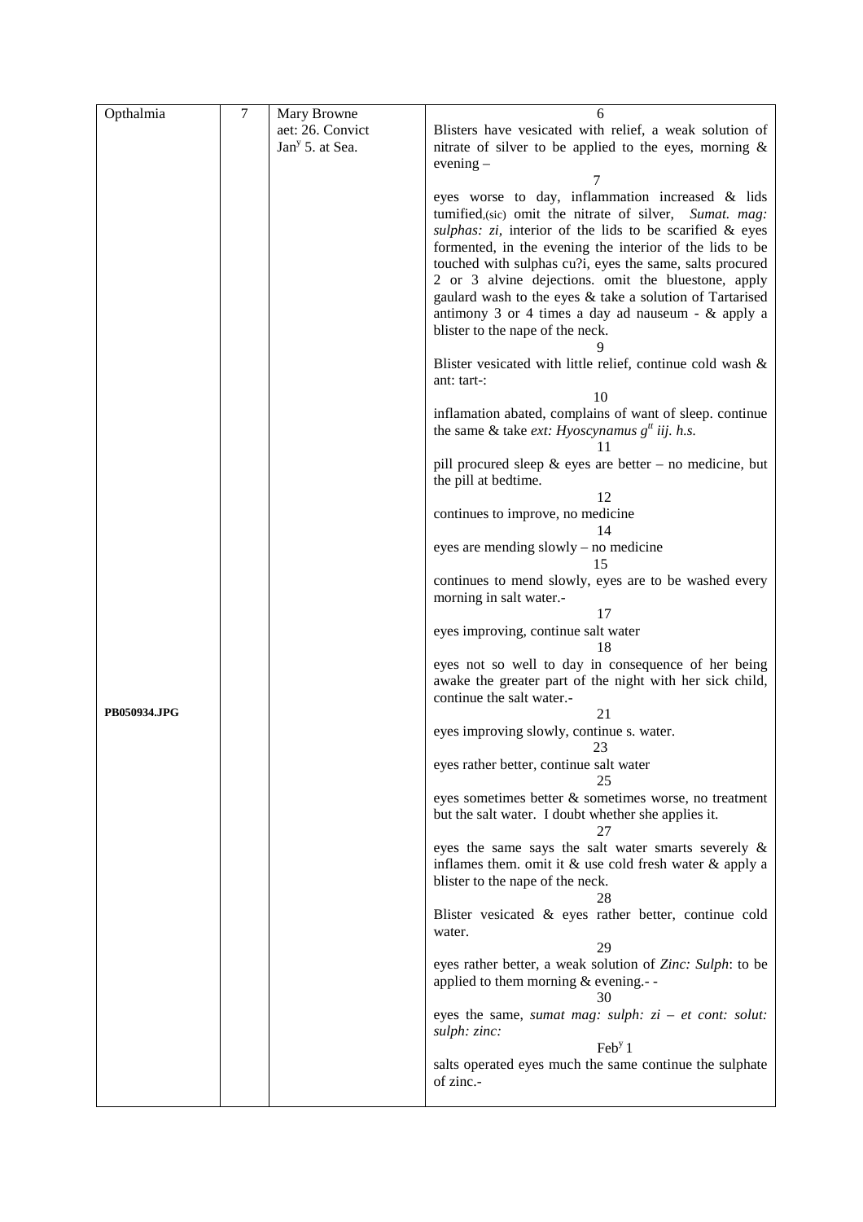| Opthalmia | 7 | Mary Browne aet: 26. Convict Jan[y] 5. at Sea. | 6<br>Blisters have vesicated with relief, a weak solution of nitrate of silver to be applied to the eyes, morning & evening –<br>7<br>eyes worse to day, inflammation increased & lids tumified,(sic) omit the nitrate of silver, *Sumat. mag: sulphas: zi,* interior of the lids to be scarified & eyes formented, in the evening the interior of the lids to be touched with sulphas cu?i, eyes the same, salts procured 2 or 3 alvine dejections. omit the bluestone, apply gaulard wash to the eyes & take a solution of Tartarised antimony 3 or 4 times a day ad nauseum - & apply a blister to the nape of the neck.<br>9<br>Blister vesicated with little relief, continue cold wash & ant: tart-:<br>10<br>inflamation abated, complains of want of sleep. continue the same & take *ext: Hyoscynamus g[tt] iij. h.s.*<br>11<br>pill procured sleep & eyes are better – no medicine, but the pill at bedtime.<br>12<br>continues to improve, no medicine<br>14<br>eyes are mending slowly – no medicine<br>15<br>continues to mend slowly, eyes are to be washed every morning in salt water.-<br>17<br>eyes improving, continue salt water<br>18<br>eyes not so well to day in consequence of her being awake the greater part of the night with her sick child, continue the salt water.-<br>21<br>eyes improving slowly, continue s. water.<br>23<br>eyes rather better, continue salt water<br>25<br>eyes sometimes better & sometimes worse, no treatment but the salt water. I doubt whether she applies it.<br>27<br>eyes the same says the salt water smarts severely & inflames them. omit it & use cold fresh water & apply a blister to the nape of the neck.<br>28<br>Blister vesicated & eyes rather better, continue cold water.<br>29<br>eyes rather better, a weak solution of *Zinc: Sulph*: to be applied to them morning & evening.- -<br>30<br>eyes the same, *sumat mag: sulph: zi – et cont: solut: sulph: zinc:*<br>Feb[y] 1<br>salts operated eyes much the same continue the sulphate of zinc.- |
|---|---|---|---|
| **PB050934.JPG** | | | |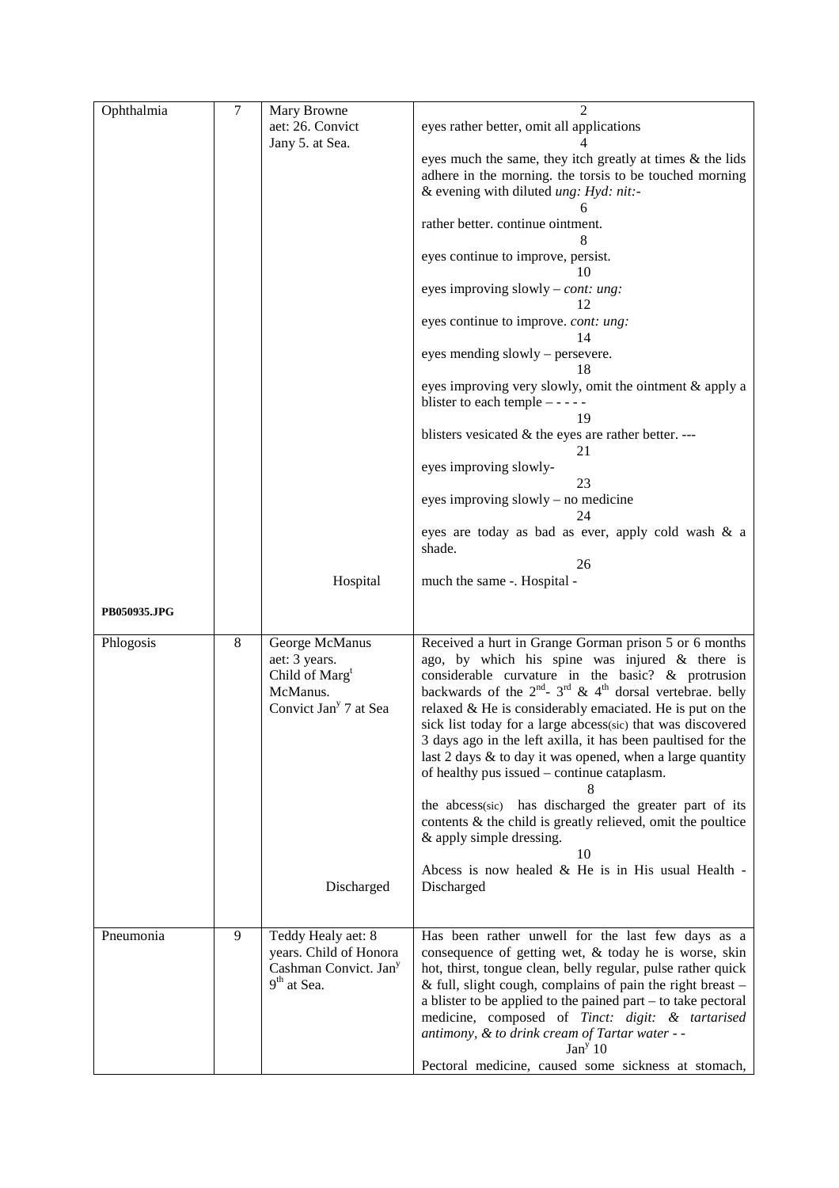| Ophthalmia | 7 | Mary Browne<br>aet: 26. Convict<br>Jany 5. at Sea.<br><br><br><br><br><br><br><br><br><br><br><br><br><br><br><br><br><br><br><br><br><br>Hospital | 2<br>eyes rather better, omit all applications<br>4<br>eyes much the same, they itch greatly at times & the lids adhere in the morning. the torsis to be touched morning & evening with diluted *ung: Hyd: nit:-*<br>6<br>rather better. continue ointment.<br>8<br>eyes continue to improve, persist.<br>10<br>eyes improving slowly – *cont: ung:*<br>12<br>eyes continue to improve. *cont: ung:*<br>14<br>eyes mending slowly – persevere.<br>18<br>eyes improving very slowly, omit the ointment & apply a blister to each temple – - - - -<br>19<br>blisters vesicated & the eyes are rather better. ---<br>21<br>eyes improving slowly-<br>23<br>eyes improving slowly – no medicine<br>24<br>eyes are today as bad as ever, apply cold wash & a shade.<br>26<br>much the same -. Hospital - |
|---|---|---|---|
| **PB050935.JPG** | | | |
| Phlogosis | 8 | George McManus<br>aet: 3 years.<br>Child of Marg[t]<br>McManus.<br>Convict Jan[y] 7 at Sea<br><br><br><br><br><br><br><br><br><br><br><br><br>Discharged | Received a hurt in Grange Gorman prison 5 or 6 months ago, by which his spine was injured & there is considerable curvature in the basic? & protrusion backwards of the 2[nd]- 3[rd] & 4[th] dorsal vertebrae. belly relaxed & He is considerably emaciated. He is put on the sick list today for a large abcess(sic) that was discovered 3 days ago in the left axilla, it has been paultised for the last 2 days & to day it was opened, when a large quantity of healthy pus issued – continue cataplasm.<br>8<br>the abcess(sic) has discharged the greater part of its contents & the child is greatly relieved, omit the poultice & apply simple dressing.<br>10<br>Abcess is now healed & He is in His usual Health - Discharged |
| Pneumonia | 9 | Teddy Healy aet: 8 years. Child of Honora Cashman Convict. Jan[y] 9[th] at Sea. | Has been rather unwell for the last few days as a consequence of getting wet, & today he is worse, skin hot, thirst, tongue clean, belly regular, pulse rather quick & full, slight cough, complains of pain the right breast – a blister to be applied to the pained part – to take pectoral medicine, composed of *Tinct: digit: & tartarised antimony, & to drink cream of Tartar water - -*<br>Jan[y] 10<br>Pectoral medicine, caused some sickness at stomach, |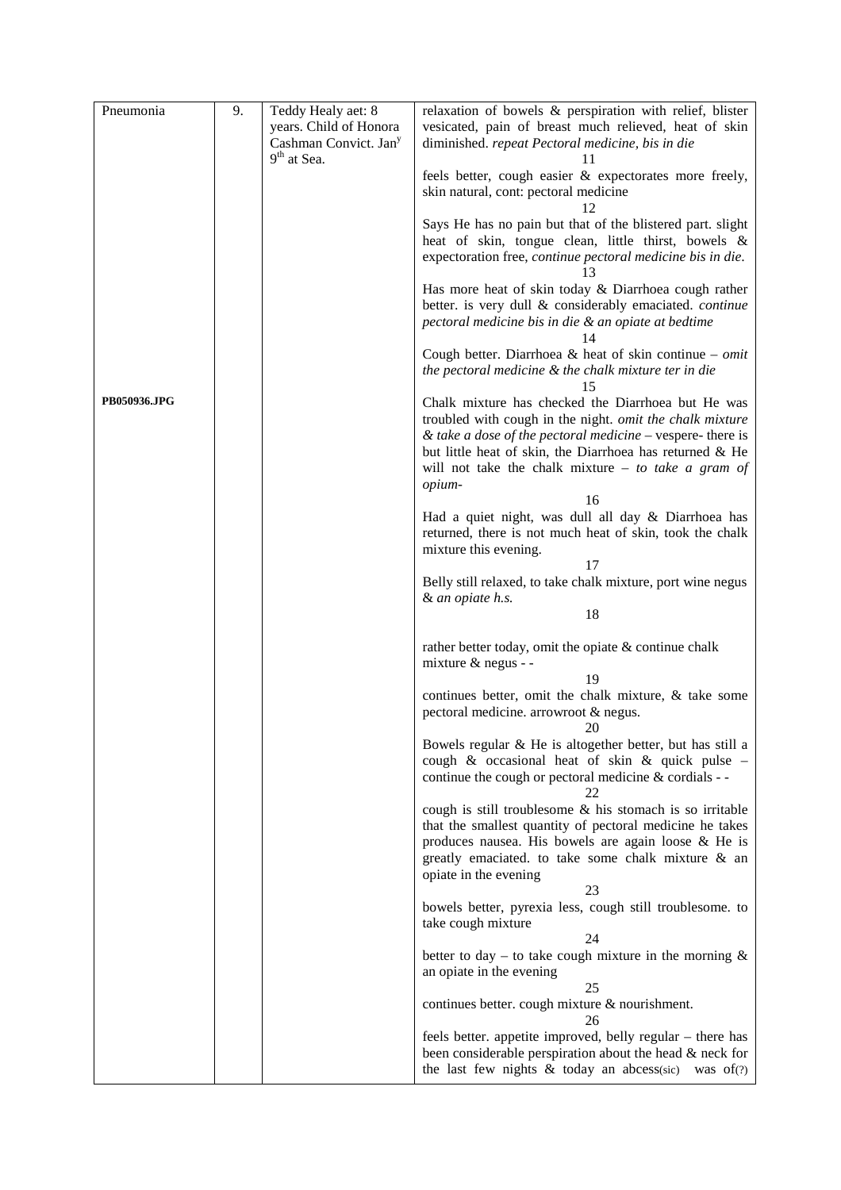| | | | |
|---|---|---|---|
| Pneumonia<br><br>**PB050936.JPG** | 9. | Teddy Healy aet: 8 years. Child of Honora Cashman Convict. Jan[y] 9[th] at Sea. | relaxation of bowels & perspiration with relief, blister vesicated, pain of breast much relieved, heat of skin diminished. *repeat Pectoral medicine, bis in die*<br>11<br>feels better, cough easier & expectorates more freely, skin natural, cont: pectoral medicine<br>12<br>Says He has no pain but that of the blistered part. slight heat of skin, tongue clean, little thirst, bowels & expectoration free, *continue pectoral medicine bis in die.*<br>13<br>Has more heat of skin today & Diarrhoea cough rather better. is very dull & considerably emaciated. *continue pectoral medicine bis in die & an opiate at bedtime*<br>14<br>Cough better. Diarrhoea & heat of skin continue – *omit the pectoral medicine & the chalk mixture ter in die*<br>15<br>Chalk mixture has checked the Diarrhoea but He was troubled with cough in the night. *omit the chalk mixture & take a dose of the pectoral medicine* – vespere- there is but little heat of skin, the Diarrhoea has returned & He will not take the chalk mixture – *to take a gram of opium-*<br>16<br>Had a quiet night, was dull all day & Diarrhoea has returned, there is not much heat of skin, took the chalk mixture this evening.<br>17<br>Belly still relaxed, to take chalk mixture, port wine negus & *an opiate h.s.*<br>18<br>rather better today, omit the opiate & continue chalk mixture & negus - -<br>19<br>continues better, omit the chalk mixture, & take some pectoral medicine. arrowroot & negus.<br>20<br>Bowels regular & He is altogether better, but has still a cough & occasional heat of skin & quick pulse – continue the cough or pectoral medicine & cordials - -<br>22<br>cough is still troublesome & his stomach is so irritable that the smallest quantity of pectoral medicine he takes produces nausea. His bowels are again loose & He is greatly emaciated. to take some chalk mixture & an opiate in the evening<br>23<br>bowels better, pyrexia less, cough still troublesome. to take cough mixture<br>24<br>better to day – to take cough mixture in the morning & an opiate in the evening<br>25<br>continues better. cough mixture & nourishment.<br>26<br>feels better. appetite improved, belly regular – there has been considerable perspiration about the head & neck for the last few nights & today an abcess(sic) was of(?) |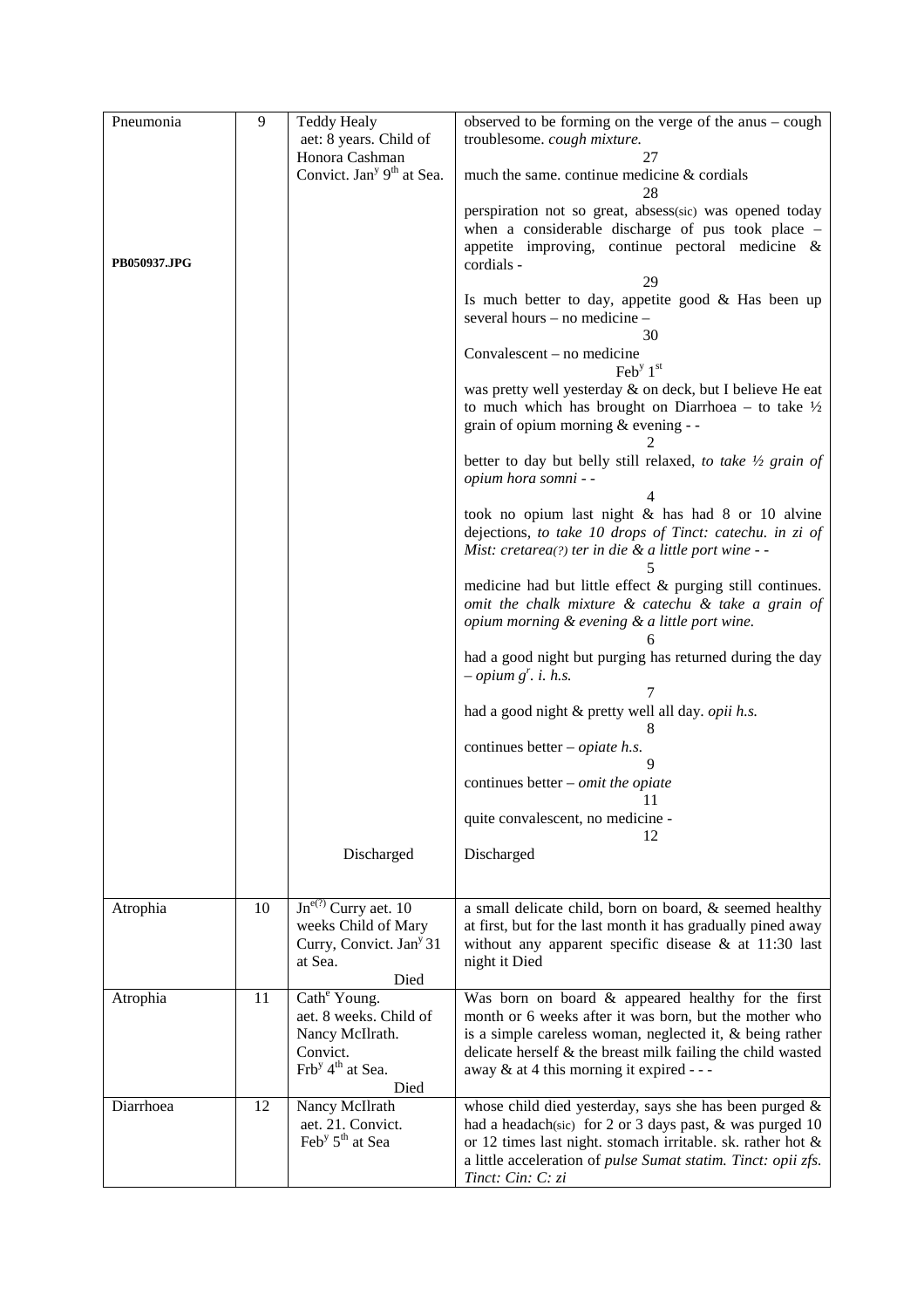| Pneumonia | 9 | Teddy Healy aet: 8 years. Child of Honora Cashman Convict. Jan^y 9^th at Sea. | observed to be forming on the verge of the anus – cough troublesome. *cough mixture.* |
|---|---|---|---|
| | | | 27 |
| | | | much the same. continue medicine & cordials |
| | | | 28 |
| PB050937.JPG | | | perspiration not so great, absess(sic) was opened today when a considerable discharge of pus took place – appetite improving, continue pectoral medicine & cordials - |
| | | | 29 |
| | | | Is much better to day, appetite good & Has been up several hours – no medicine – |
| | | | 30 |
| | | | Convalescent – no medicine |
| | | | Feb^y 1^st |
| | | | was pretty well yesterday & on deck, but I believe He eat to much which has brought on Diarrhoea – to take ½ grain of opium morning & evening - - |
| | | | 2 |
| | | | better to day but belly still relaxed, *to take ½ grain of opium hora somni - -* |
| | | | 4 |
| | | | took no opium last night & has had 8 or 10 alvine dejections, *to take 10 drops of Tinct: catechu. in zi of Mist: cretarea(?) ter in die & a little port wine - -* |
| | | | 5 |
| | | | medicine had but little effect & purging still continues. *omit the chalk mixture & catechu & take a grain of opium morning & evening & a little port wine.* |
| | | | 6 |
| | | | had a good night but purging has returned during the day – *opium g^r. i. h.s.* |
| | | | 7 |
| | | | had a good night & pretty well all day. *opii h.s.* |
| | | | 8 |
| | | | continues better – *opiate h.s.* |
| | | | 9 |
| | | | continues better – *omit the opiate* |
| | | | 11 |
| | | | quite convalescent, no medicine - |
| | | | 12 |
| | | Discharged | Discharged |
| Atrophia | 10 | Jn^e(?) Curry aet. 10 weeks Child of Mary Curry, Convict. Jan^y 31 at Sea. Died | a small delicate child, born on board, & seemed healthy at first, but for the last month it has gradually pined away without any apparent specific disease & at 11:30 last night it Died |
| Atrophia | 11 | Cath^e Young. aet. 8 weeks. Child of Nancy McIlrath. Convict. Frb^y 4^th at Sea. Died | Was born on board & appeared healthy for the first month or 6 weeks after it was born, but the mother who is a simple careless woman, neglected it, & being rather delicate herself & the breast milk failing the child wasted away & at 4 this morning it expired - - - |
| Diarrhoea | 12 | Nancy McIlrath aet. 21. Convict. Feb^y 5^th at Sea | whose child died yesterday, says she has been purged & had a headach(sic) for 2 or 3 days past, & was purged 10 or 12 times last night. stomach irritable. sk. rather hot & a little acceleration of *pulse Sumat statim. Tinct: opii zfs. Tinct: Cin: C: zi* |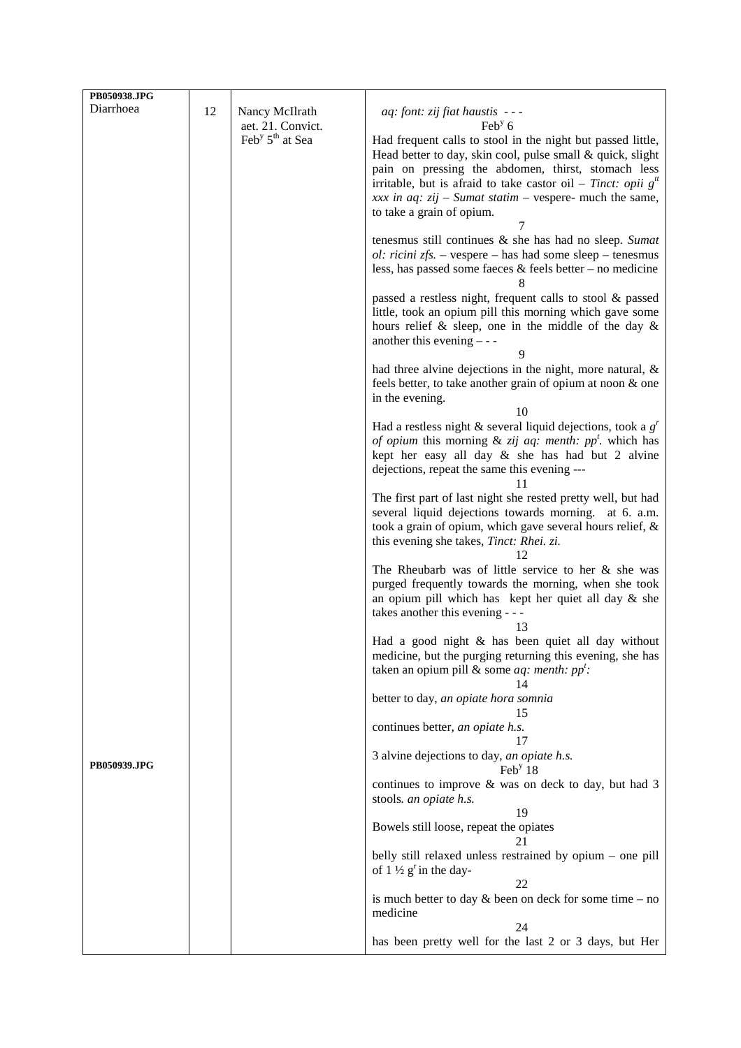| | | | |
|---|---|---|---|
| PB050938.JPG<br>Diarrhoea | 12 | Nancy McIlrath<br>aet. 21. Convict.<br>Feb$^y$ 5$^{th}$ at Sea | *aq: font: zij fiat haustis* - - -<br>Feb$^y$ 6<br>Had frequent calls to stool in the night but passed little, Head better to day, skin cool, pulse small & quick, slight pain on pressing the abdomen, thirst, stomach less irritable, but is afraid to take castor oil – *Tinct: opii g$^{tt}$ xxx in aq: zij – Sumat statim* – vespere- much the same, to take a grain of opium.<br>7<br>tenesmus still continues & she has had no sleep. *Sumat ol: ricini zfs.* – vespere – has had some sleep – tenesmus less, has passed some faeces & feels better – no medicine<br>8<br>passed a restless night, frequent calls to stool & passed little, took an opium pill this morning which gave some hours relief & sleep, one in the middle of the day & another this evening – - -<br>9<br>had three alvine dejections in the night, more natural, & feels better, to take another grain of opium at noon & one in the evening.<br>10<br>Had a restless night & several liquid dejections, took a *g$^r$ of opium* this morning & *zij aq: menth: pp$^t$.* which has kept her easy all day & she has had but 2 alvine dejections, repeat the same this evening ---<br>11<br>The first part of last night she rested pretty well, but had several liquid dejections towards morning. at 6. a.m. took a grain of opium, which gave several hours relief, & this evening she takes, *Tinct: Rhei. zi.*<br>12<br>The Rheubarb was of little service to her & she was purged frequently towards the morning, when she took an opium pill which has kept her quiet all day & she takes another this evening - - -<br>13<br>Had a good night & has been quiet all day without medicine, but the purging returning this evening, she has taken an opium pill & some *aq: menth: pp$^t$:*<br>14<br>better to day, *an opiate hora somnia*<br>15<br>continues better, *an opiate h.s.*<br>17<br>3 alvine dejections to day, *an opiate h.s.* |
| PB050939.JPG | | | Feb$^y$ 18<br>continues to improve & was on deck to day, but had 3 stools*. an opiate h.s.*<br>19<br>Bowels still loose, repeat the opiates<br>21<br>belly still relaxed unless restrained by opium – one pill of 1 ½ g$^r$ in the day-<br>22<br>is much better to day & been on deck for some time – no medicine<br>24<br>has been pretty well for the last 2 or 3 days, but Her |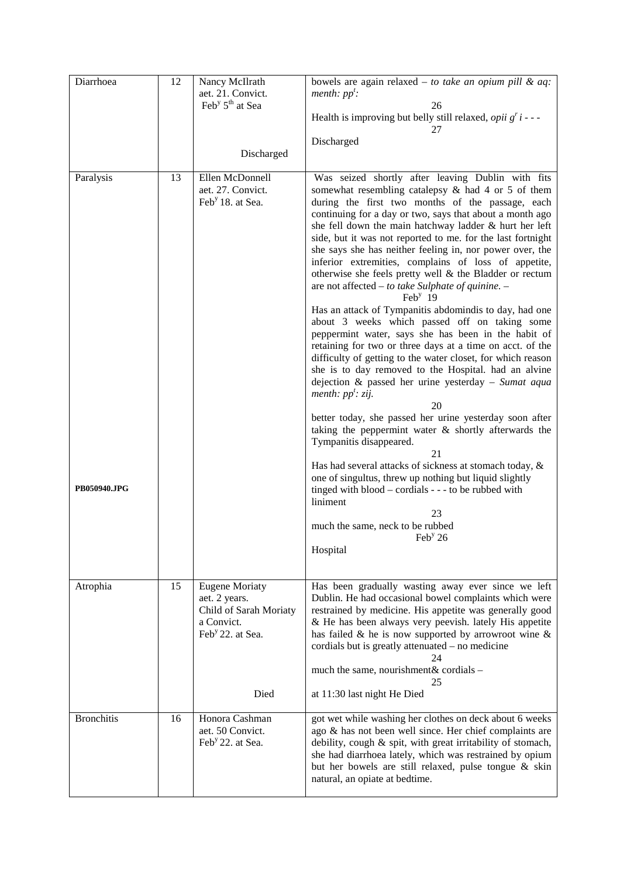| | | | |
|---|---|---|---|
| Diarrhoea | 12 | Nancy McIlrath<br>aet. 21. Convict.<br>Feb$^y$ 5$^{th}$ at Sea<br><br><br>Discharged | bowels are again relaxed – *to take an opium pill & aq: menth: pp$^t$:*<br>26<br>Health is improving but belly still relaxed, *opii g$^r$ i - - -*<br>27<br>Discharged |
| Paralysis<br><br><br><br><br><br><br><br><br><br><br><br><br><br><br><br><br><br><br><br><br><br><br><br>**PB050940.JPG** | 13 | Ellen McDonnell<br>aet. 27. Convict.<br>Feb$^y$ 18. at Sea. | Was seized shortly after leaving Dublin with fits somewhat resembling catalepsy & had 4 or 5 of them during the first two months of the passage, each continuing for a day or two, says that about a month ago she fell down the main hatchway ladder & hurt her left side, but it was not reported to me. for the last fortnight she says she has neither feeling in, nor power over, the inferior extremities, complains of loss of appetite, otherwise she feels pretty well & the Bladder or rectum are not affected – *to take Sulphate of quinine.* –<br>Feb$^y$ 19<br>Has an attack of Tympanitis abdomindis to day, had one about 3 weeks which passed off on taking some peppermint water, says she has been in the habit of retaining for two or three days at a time on acct. of the difficulty of getting to the water closet, for which reason she is to day removed to the Hospital. had an alvine dejection & passed her urine yesterday – *Sumat aqua menth: pp$^t$: zij.*<br>20<br>better today, she passed her urine yesterday soon after taking the peppermint water & shortly afterwards the Tympanitis disappeared.<br>21<br>Has had several attacks of sickness at stomach today, & one of singultus, threw up nothing but liquid slightly tinged with blood – cordials - - - to be rubbed with liniment<br>23<br>much the same, neck to be rubbed<br>Feb$^y$ 26<br>Hospital |
| Atrophia | 15 | Eugene Moriaty<br>aet. 2 years.<br>Child of Sarah Moriaty<br>a Convict.<br>Feb$^y$ 22. at Sea.<br><br><br>Died | Has been gradually wasting away ever since we left Dublin. He had occasional bowel complaints which were restrained by medicine. His appetite was generally good & He has been always very peevish. lately His appetite has failed & he is now supported by arrowroot wine & cordials but is greatly attenuated – no medicine<br>24<br>much the same, nourishment& cordials –<br>25<br>at 11:30 last night He Died |
| Bronchitis | 16 | Honora Cashman<br>aet. 50 Convict.<br>Feb$^y$ 22. at Sea. | got wet while washing her clothes on deck about 6 weeks ago & has not been well since. Her chief complaints are debility, cough & spit, with great irritability of stomach, she had diarrhoea lately, which was restrained by opium but her bowels are still relaxed, pulse tongue & skin natural, an opiate at bedtime. |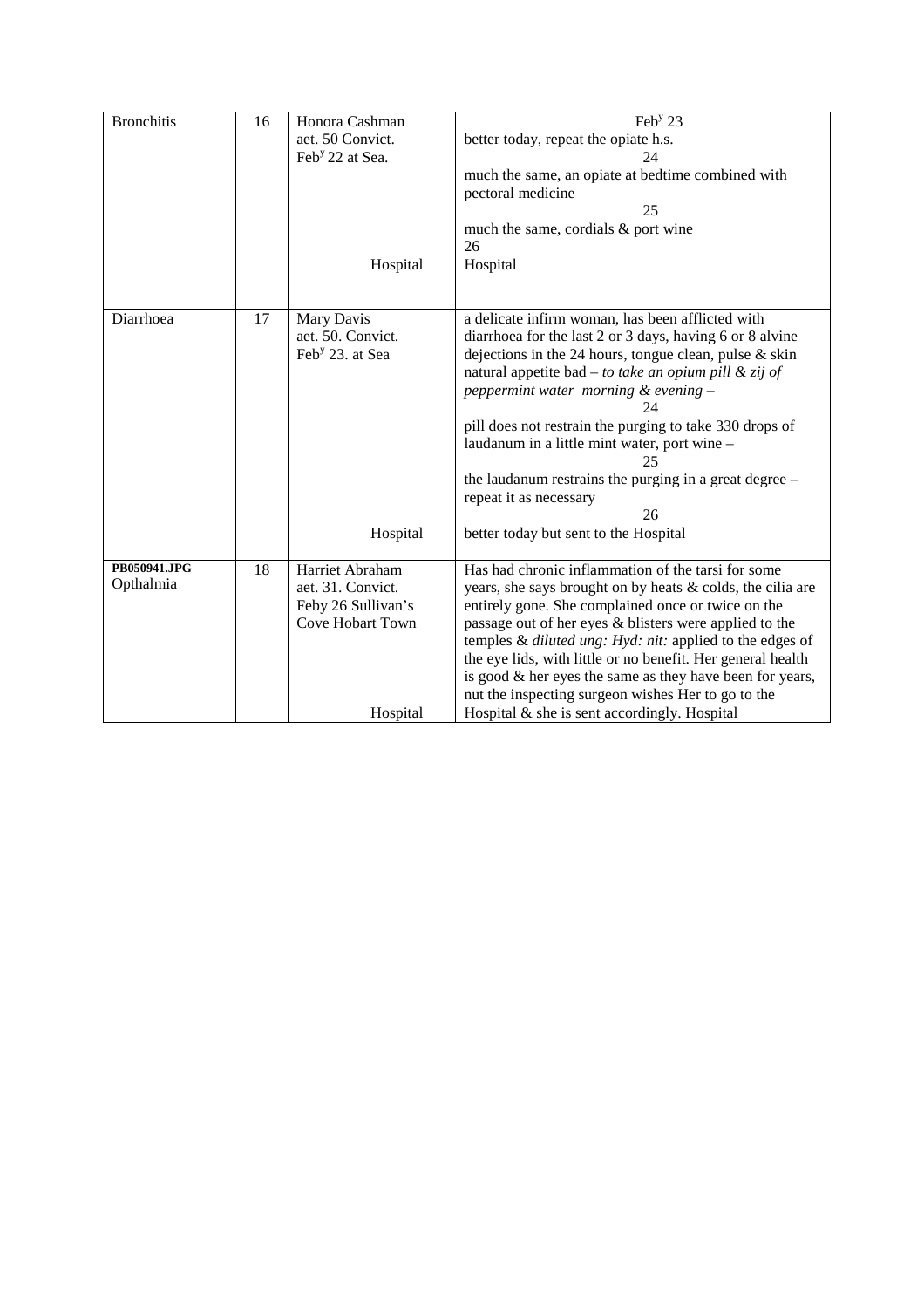| | | | |
|---|---|---|---|
| Bronchitis | 16 | Honora Cashman aet. 50 Convict. Feb$^{y}$ 22 at Sea. Hospital | Feb$^{y}$ 23 better today, repeat the opiate h.s. 24 much the same, an opiate at bedtime combined with pectoral medicine 25 much the same, cordials & port wine 26 Hospital |
| Diarrhoea | 17 | Mary Davis aet. 50. Convict. Feb$^{y}$ 23. at Sea Hospital | a delicate infirm woman, has been afflicted with diarrhoea for the last 2 or 3 days, having 6 or 8 alvine dejections in the 24 hours, tongue clean, pulse & skin natural appetite bad – *to take an opium pill & zij of peppermint water morning & evening* – 24 pill does not restrain the purging to take 330 drops of laudanum in a little mint water, port wine – 25 the laudanum restrains the purging in a great degree – repeat it as necessary 26 better today but sent to the Hospital |
| **PB050941.JPG** Opthalmia | 18 | Harriet Abraham aet. 31. Convict. Feby 26 Sullivan's Cove Hobart Town Hospital | Has had chronic inflammation of the tarsi for some years, she says brought on by heats & colds, the cilia are entirely gone. She complained once or twice on the passage out of her eyes & blisters were applied to the temples & *diluted ung: Hyd: nit:* applied to the edges of the eye lids, with little or no benefit. Her general health is good & her eyes the same as they have been for years, nut the inspecting surgeon wishes Her to go to the Hospital & she is sent accordingly. Hospital |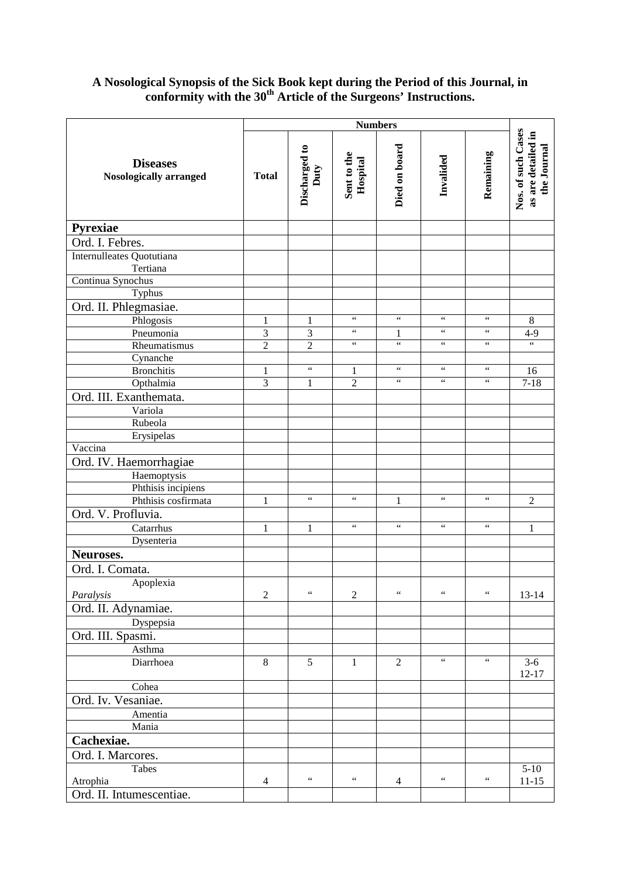## A Nosological Synopsis of the Sick Book kept during the Period of this Journal, in conformity with the 30th Article of the Surgeons' Instructions.

| Diseases Nosologically arranged | Numbers | | | | | | Nos. of such Cases as are detailed in the Journal |
|---|---|---|---|---|---|---|---|
| | Total | Discharged to Duty | Sent to the Hospital | Died on board | Invalided | Remaining | |
| **Pyrexiae** | | | | | | | |
| Ord. I. Febres. | | | | | | | |
| Internulleates Quotutiana | | | | | | | |
| Tertiana | | | | | | | |
| Continua Synochus | | | | | | | |
| Typhus | | | | | | | |
| Ord. II. Phlegmasiae. | | | | | | | |
| Phlogosis | 1 | 1 | " | " | " | " | 8 |
| Pneumonia | 3 | 3 | " | 1 | " | " | 4-9 |
| Rheumatismus | 2 | 2 | " | " | " | " | " |
| Cynanche | | | | | | | |
| Bronchitis | 1 | " | 1 | " | " | " | 16 |
| Opthalmia | 3 | 1 | 2 | " | " | " | 7-18 |
| Ord. III. Exanthemata. | | | | | | | |
| Variola | | | | | | | |
| Rubeola | | | | | | | |
| Erysipelas | | | | | | | |
| Vaccina | | | | | | | |
| Ord. IV. Haemorrhagiae | | | | | | | |
| Haemoptysis | | | | | | | |
| Phthisis incipiens | | | | | | | |
| Phthisis cosfirmata | 1 | " | " | 1 | " | " | 2 |
| Ord. V. Profluvia. | | | | | | | |
| Catarrhus | 1 | 1 | " | " | " | " | 1 |
| Dysenteria | | | | | | | |
| **Neuroses.** | | | | | | | |
| Ord. I. Comata. | | | | | | | |
| Apoplexia *Paralysis* | 2 | " | 2 | " | " | " | 13-14 |
| Ord. II. Adynamiae. | | | | | | | |
| Dyspepsia | | | | | | | |
| Ord. III. Spasmi. | | | | | | | |
| Asthma | | | | | | | |
| Diarrhoea | 8 | 5 | 1 | 2 | " | " | 3-6 12-17 |
| Cohea | | | | | | | |
| Ord. Iv. Vesaniae. | | | | | | | |
| Amentia | | | | | | | |
| Mania | | | | | | | |
| **Cachexiae.** | | | | | | | |
| Ord. I. Marcores. | | | | | | | |
| Tabes Atrophia | 4 | " | " | 4 | " | " | 5-10 11-15 |
| Ord. II. Intumescentiae. | | | | | | | |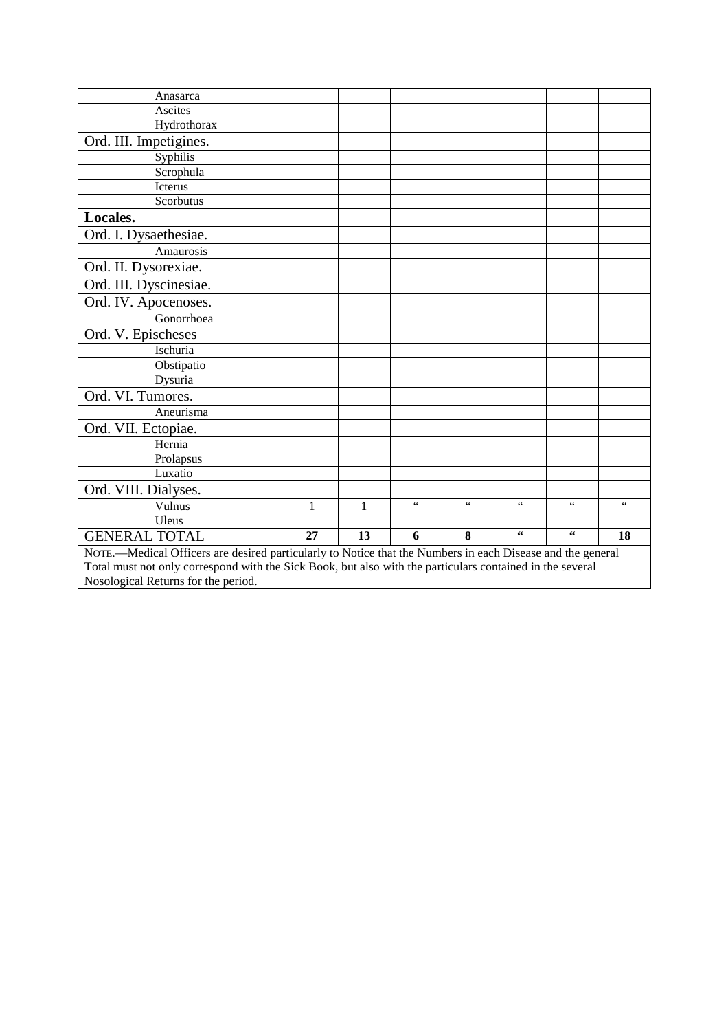| | | | | | | | |
|---|---|---|---|---|---|---|---|
| Anasarca | | | | | | | |
| Ascites | | | | | | | |
| Hydrothorax | | | | | | | |
| Ord. III. Impetigines. | | | | | | | |
| Syphilis | | | | | | | |
| Scrophula | | | | | | | |
| Icterus | | | | | | | |
| Scorbutus | | | | | | | |
| **Locales.** | | | | | | | |
| Ord. I. Dysaethesiae. | | | | | | | |
| Amaurosis | | | | | | | |
| Ord. II. Dysorexiae. | | | | | | | |
| Ord. III. Dyscinesiae. | | | | | | | |
| Ord. IV. Apocenoses. | | | | | | | |
| Gonorrhoea | | | | | | | |
| Ord. V. Epischeses | | | | | | | |
| Ischuria | | | | | | | |
| Obstipatio | | | | | | | |
| Dysuria | | | | | | | |
| Ord. VI. Tumores. | | | | | | | |
| Aneurisma | | | | | | | |
| Ord. VII. Ectopiae. | | | | | | | |
| Hernia | | | | | | | |
| Prolapsus | | | | | | | |
| Luxatio | | | | | | | |
| Ord. VIII. Dialyses. | | | | | | | |
| Vulnus | 1 | 1 | " | " | " | " | " |
| Uleus | | | | | | | |
| GENERAL TOTAL | **27** | **13** | **6** | **8** | **"** | **"** | **18** |

NOTE.—Medical Officers are desired particularly to Notice that the Numbers in each Disease and the general Total must not only correspond with the Sick Book, but also with the particulars contained in the several Nosological Returns for the period.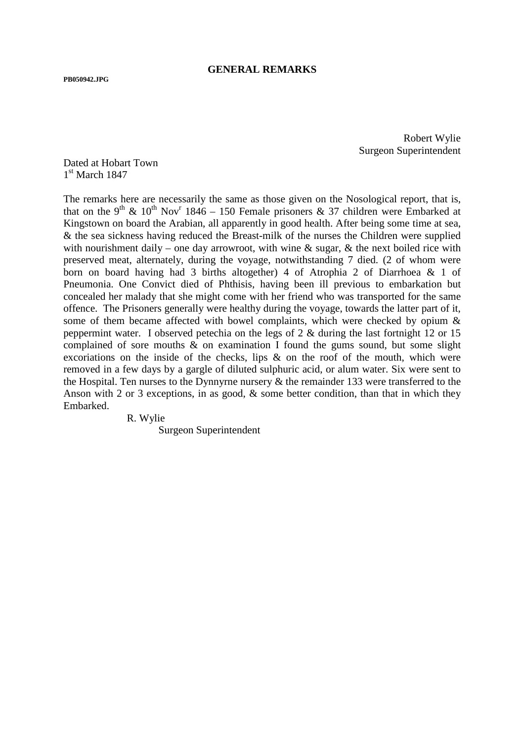## GENERAL REMARKS

PB050942.JPG

Robert Wylie
Surgeon Superintendent

Dated at Hobart Town
1st March 1847

The remarks here are necessarily the same as those given on the Nosological report, that is, that on the 9th & 10th Novr 1846 – 150 Female prisoners & 37 children were Embarked at Kingstown on board the Arabian, all apparently in good health. After being some time at sea, & the sea sickness having reduced the Breast-milk of the nurses the Children were supplied with nourishment daily – one day arrowroot, with wine & sugar, & the next boiled rice with preserved meat, alternately, during the voyage, notwithstanding 7 died. (2 of whom were born on board having had 3 births altogether) 4 of Atrophia 2 of Diarrhoea & 1 of Pneumonia. One Convict died of Phthisis, having been ill previous to embarkation but concealed her malady that she might come with her friend who was transported for the same offence. The Prisoners generally were healthy during the voyage, towards the latter part of it, some of them became affected with bowel complaints, which were checked by opium & peppermint water. I observed petechia on the legs of 2 & during the last fortnight 12 or 15 complained of sore mouths & on examination I found the gums sound, but some slight excoriations on the inside of the checks, lips & on the roof of the mouth, which were removed in a few days by a gargle of diluted sulphuric acid, or alum water. Six were sent to the Hospital. Ten nurses to the Dynnyrne nursery & the remainder 133 were transferred to the Anson with 2 or 3 exceptions, in as good, & some better condition, than that in which they Embarked.

R. Wylie
Surgeon Superintendent